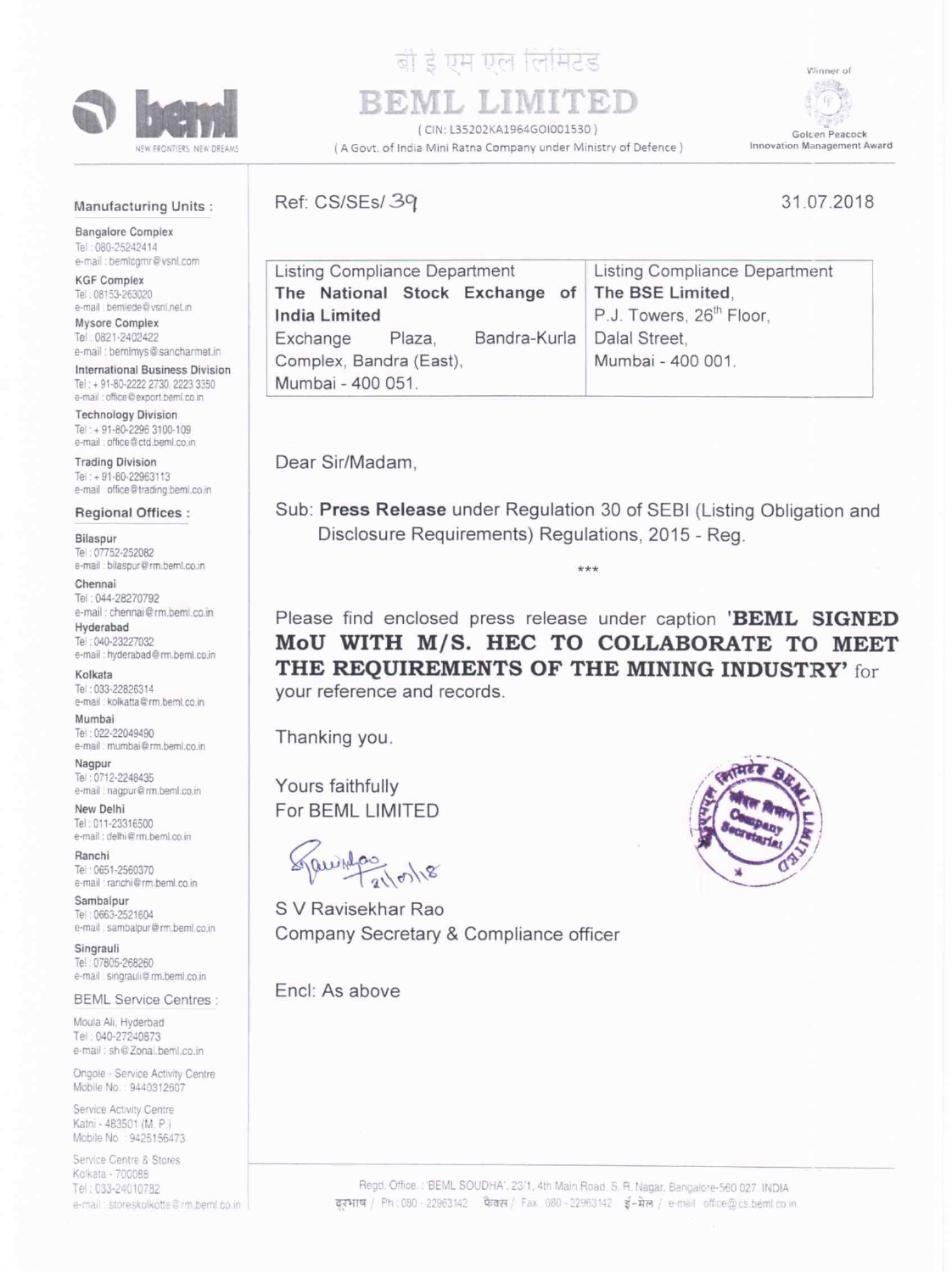बी ई एम एल लिमिटेड

# BEML LIMITED

( CIN: L35202KA1964GOI001530 )

( A Govt. of India Mini Ratna Company under Ministry of Defence )

Winner of Golden Peacock Innovation Management Award

NEW FRONTIERS. NEW DREAMS

**Manufacturing Units :**

**Bangalore Complex**
Tel : 080-25242414
e-mail : bemlcgmr@vsnl.com

**KGF Complex**
Tel : 08153-263020
e-mail : bemlede@vsnl.net.in

**Mysore Complex**
Tel : 0821-2402422
e-mail : bemlmys@sancharmet.in

**International Business Division**
Tel : + 91-80-2222 2730, 2223 3350
e-mail : office@export.beml.co.in

**Technology Division**
Tel : + 91-80-2296 3100-109
e-mail : office@ctd.beml.co.in

**Trading Division**
Tel : + 91-80-22963113
e-mail : office@trading.beml.co.in

**Regional Offices :**

**Bilaspur**
Tel : 07752-252082
e-mail : bilaspur@rm.beml.co.in

**Chennai**
Tel : 044-28270792
e-mail : chennai@rm.beml.co.in

**Hyderabad**
Tel : 040-23227032
e-mail : hyderabad@rm.beml.co.in

**Kolkata**
Tel : 033-22826314
e-mail : kolkatta@rm.beml.co.in

**Mumbai**
Tel : 022-22049490
e-mail : mumbai@rm.beml.co.in

**Nagpur**
Tel : 0712-2248435
e-mail : nagpur@rm.beml.co.in

**New Delhi**
Tel : 011-23316500
e-mail : delhi@rm.beml.co.in

**Ranchi**
Tel : 0651-2560370
e-mail : ranchi@rm.beml.co.in

**Sambalpur**
Tel : 0663-2521604
e-mail : sambalpur@rm.beml.co.in

**Singrauli**
Tel : 07805-268260
e-mail : singrauli@rm.beml.co.in

**BEML Service Centres :**

Moula Ali, Hyderbad
Tel : 040-27240873
e-mail : sh@Zonal.beml.co.in

Ongole - Service Activity Centre
Mobile No. : 9440312607

Service Activity Centre
Katni - 483501 (M. P.)
Mobile No. : 9425156473

Service Centre & Stores
Kolkata - 700088
Tel : 033-24010782
e-mail : storeskolkotte@rm.beml.co.in

---

Ref: CS/SEs/ 39

31.07.2018

| Listing Compliance Department **The National Stock Exchange of India Limited** Exchange Plaza, Bandra-Kurla Complex, Bandra (East), Mumbai - 400 051. | Listing Compliance Department **The BSE Limited**, P.J. Towers, 26th Floor, Dalal Street, Mumbai - 400 001. |
|---|---|

Dear Sir/Madam,

Sub: **Press Release** under Regulation 30 of SEBI (Listing Obligation and Disclosure Requirements) Regulations, 2015 - Reg.

\*\*\*

Please find enclosed press release under caption **'BEML SIGNED MoU WITH M/S. HEC TO COLLABORATE TO MEET THE REQUIREMENTS OF THE MINING INDUSTRY'** for your reference and records.

Thanking you.

Yours faithfully
For BEML LIMITED

31/07/18

S V Ravisekhar Rao
Company Secretary & Compliance officer

Encl: As above

Regd. Office : 'BEML SOUDHA', 23/1, 4th Main Road, S. R. Nagar, Bangalore-560 027. INDIA
दूरभाष / Ph : 080 - 22963142 फैक्स / Fax : 080 - 22963142 ई-मेल / e-mail : office@cs.beml.co.in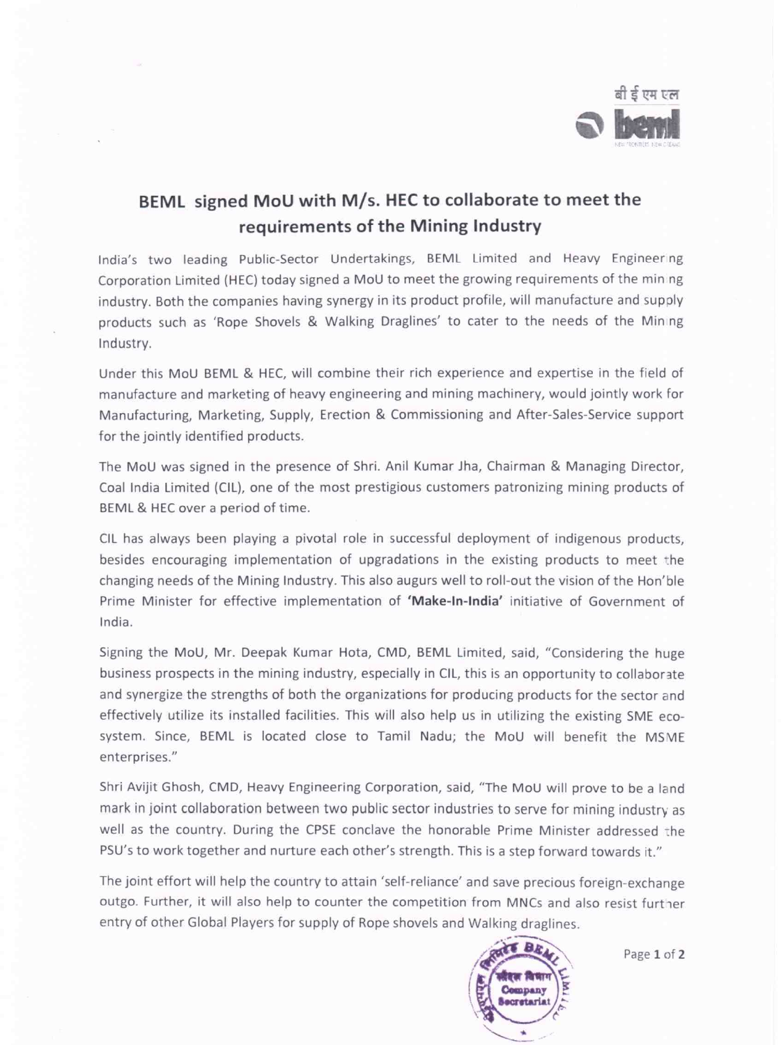# BEML signed MoU with M/s. HEC to collaborate to meet the requirements of the Mining Industry

India's two leading Public-Sector Undertakings, BEML Limited and Heavy Engineering Corporation Limited (HEC) today signed a MoU to meet the growing requirements of the mining industry. Both the companies having synergy in its product profile, will manufacture and supply products such as 'Rope Shovels & Walking Draglines' to cater to the needs of the Mining Industry.

Under this MoU BEML & HEC, will combine their rich experience and expertise in the field of manufacture and marketing of heavy engineering and mining machinery, would jointly work for Manufacturing, Marketing, Supply, Erection & Commissioning and After-Sales-Service support for the jointly identified products.

The MoU was signed in the presence of Shri. Anil Kumar Jha, Chairman & Managing Director, Coal India Limited (CIL), one of the most prestigious customers patronizing mining products of BEML & HEC over a period of time.

CIL has always been playing a pivotal role in successful deployment of indigenous products, besides encouraging implementation of upgradations in the existing products to meet the changing needs of the Mining Industry. This also augurs well to roll-out the vision of the Hon'ble Prime Minister for effective implementation of **'Make-In-India'** initiative of Government of India.

Signing the MoU, Mr. Deepak Kumar Hota, CMD, BEML Limited, said, "Considering the huge business prospects in the mining industry, especially in CIL, this is an opportunity to collaborate and synergize the strengths of both the organizations for producing products for the sector and effectively utilize its installed facilities. This will also help us in utilizing the existing SME eco-system. Since, BEML is located close to Tamil Nadu; the MoU will benefit the MSME enterprises."

Shri Avijit Ghosh, CMD, Heavy Engineering Corporation, said, "The MoU will prove to be a land mark in joint collaboration between two public sector industries to serve for mining industry as well as the country. During the CPSE conclave the honorable Prime Minister addressed the PSU's to work together and nurture each other's strength. This is a step forward towards it."

The joint effort will help the country to attain 'self-reliance' and save precious foreign-exchange outgo. Further, it will also help to counter the competition from MNCs and also resist further entry of other Global Players for supply of Rope shovels and Walking draglines.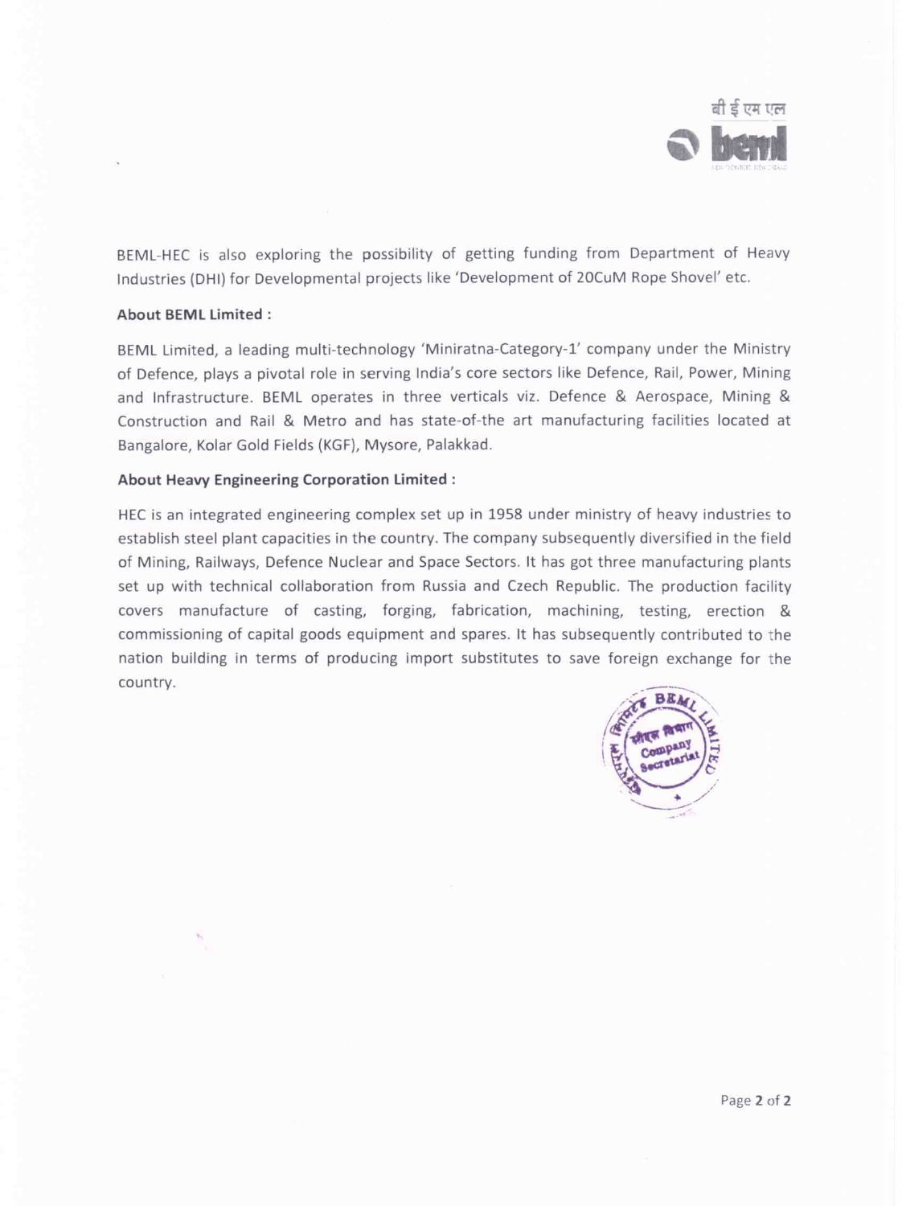BEML-HEC is also exploring the possibility of getting funding from Department of Heavy Industries (DHI) for Developmental projects like 'Development of 20CuM Rope Shovel' etc.

**About BEML Limited :**

BEML Limited, a leading multi-technology 'Miniratna-Category-1' company under the Ministry of Defence, plays a pivotal role in serving India's core sectors like Defence, Rail, Power, Mining and Infrastructure. BEML operates in three verticals viz. Defence & Aerospace, Mining & Construction and Rail & Metro and has state-of-the art manufacturing facilities located at Bangalore, Kolar Gold Fields (KGF), Mysore, Palakkad.

**About Heavy Engineering Corporation Limited :**

HEC is an integrated engineering complex set up in 1958 under ministry of heavy industries to establish steel plant capacities in the country. The company subsequently diversified in the field of Mining, Railways, Defence Nuclear and Space Sectors. It has got three manufacturing plants set up with technical collaboration from Russia and Czech Republic. The production facility covers manufacture of casting, forging, fabrication, machining, testing, erection & commissioning of capital goods equipment and spares. It has subsequently contributed to the nation building in terms of producing import substitutes to save foreign exchange for the country.